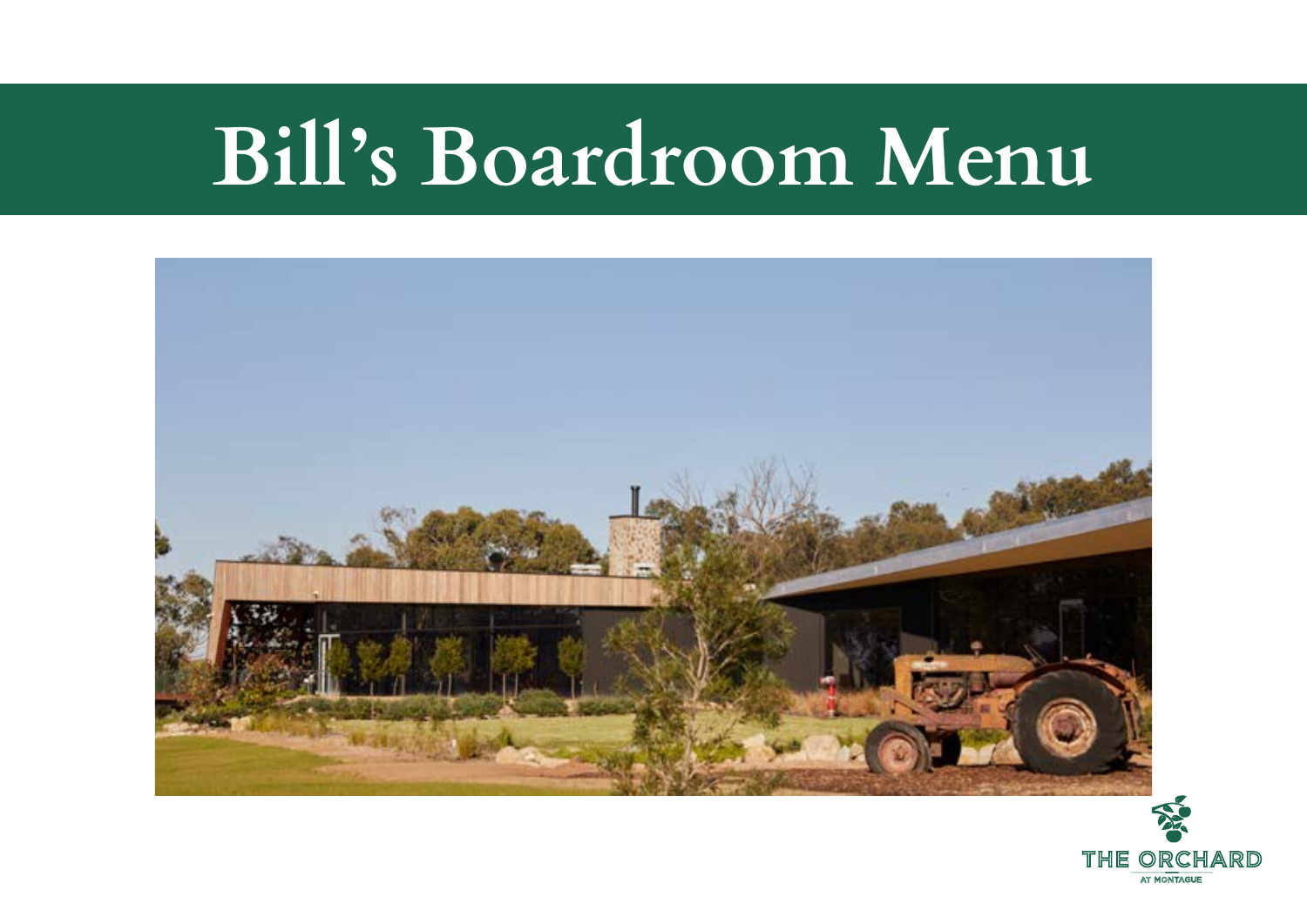# Bill's Boardroom Menu

THE ORCHARD

AT MONTAGUE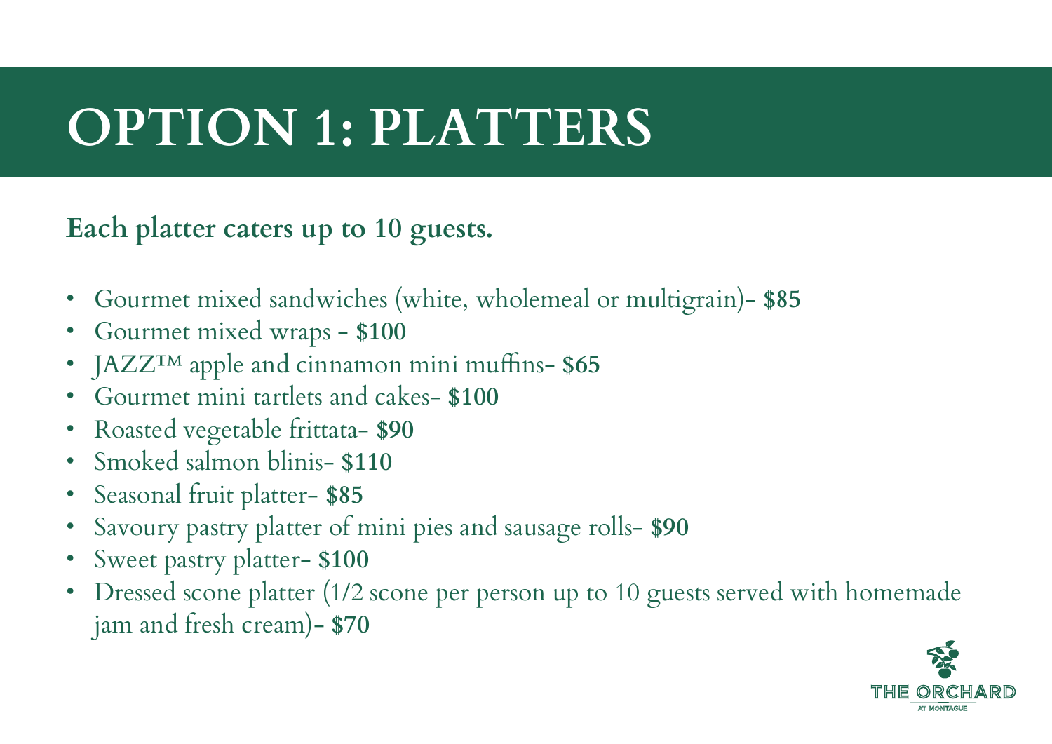# OPTION 1: PLATTERS

**Each platter caters up to 10 guests.**

- Gourmet mixed sandwiches (white, wholemeal or multigrain)- **$85**
- Gourmet mixed wraps - **$100**
- JAZZ™ apple and cinnamon mini muffins- **$65**
- Gourmet mini tartlets and cakes- **$100**
- Roasted vegetable frittata- **$90**
- Smoked salmon blinis- **$110**
- Seasonal fruit platter- **$85**
- Savoury pastry platter of mini pies and sausage rolls- **$90**
- Sweet pastry platter- **$100**
- Dressed scone platter (1/2 scone per person up to 10 guests served with homemade jam and fresh cream)- **$70**

THE ORCHARD AT MONTAGUE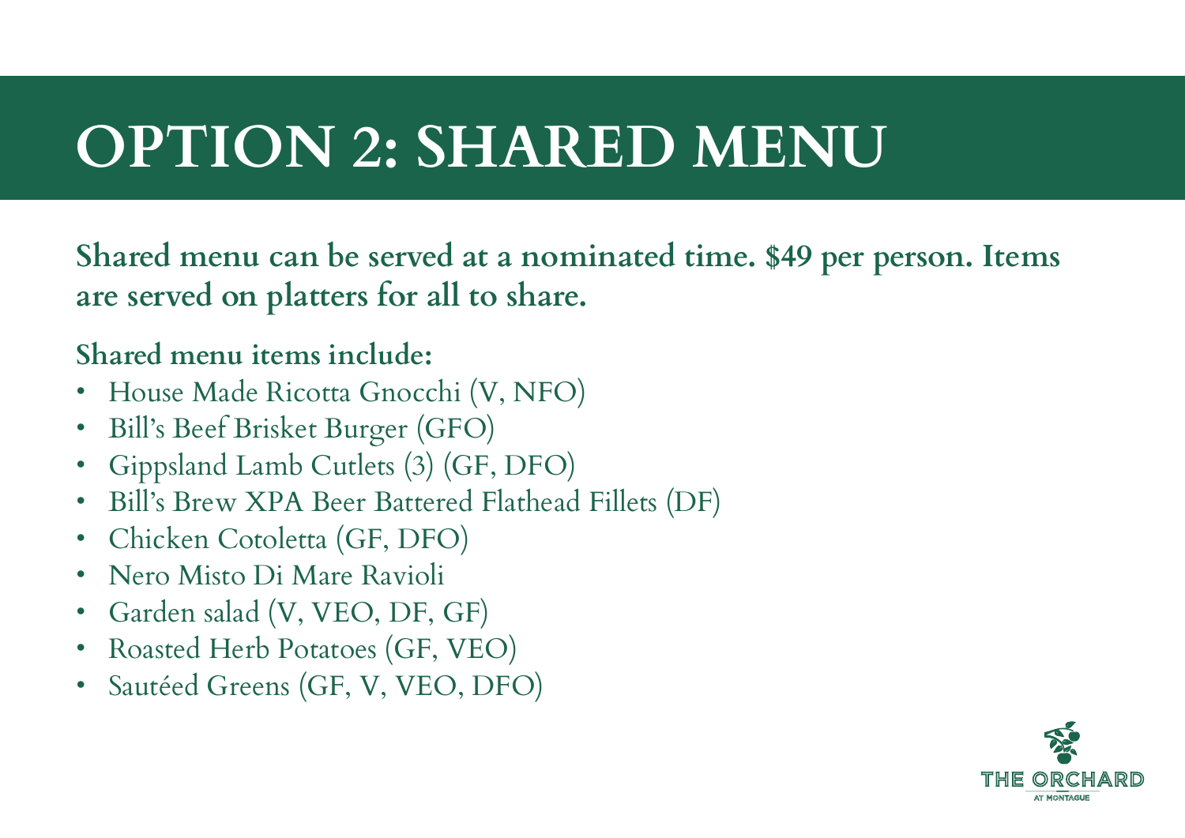# OPTION 2: SHARED MENU

**Shared menu can be served at a nominated time. $49 per person. Items are served on platters for all to share.**

**Shared menu items include:**

- House Made Ricotta Gnocchi (V, NFO)
- Bill's Beef Brisket Burger (GFO)
- Gippsland Lamb Cutlets (3) (GF, DFO)
- Bill's Brew XPA Beer Battered Flathead Fillets (DF)
- Chicken Cotoletta (GF, DFO)
- Nero Misto Di Mare Ravioli
- Garden salad (V, VEO, DF, GF)
- Roasted Herb Potatoes (GF, VEO)
- Sautéed Greens (GF, V, VEO, DFO)

THE ORCHARD
AT MONTAGUE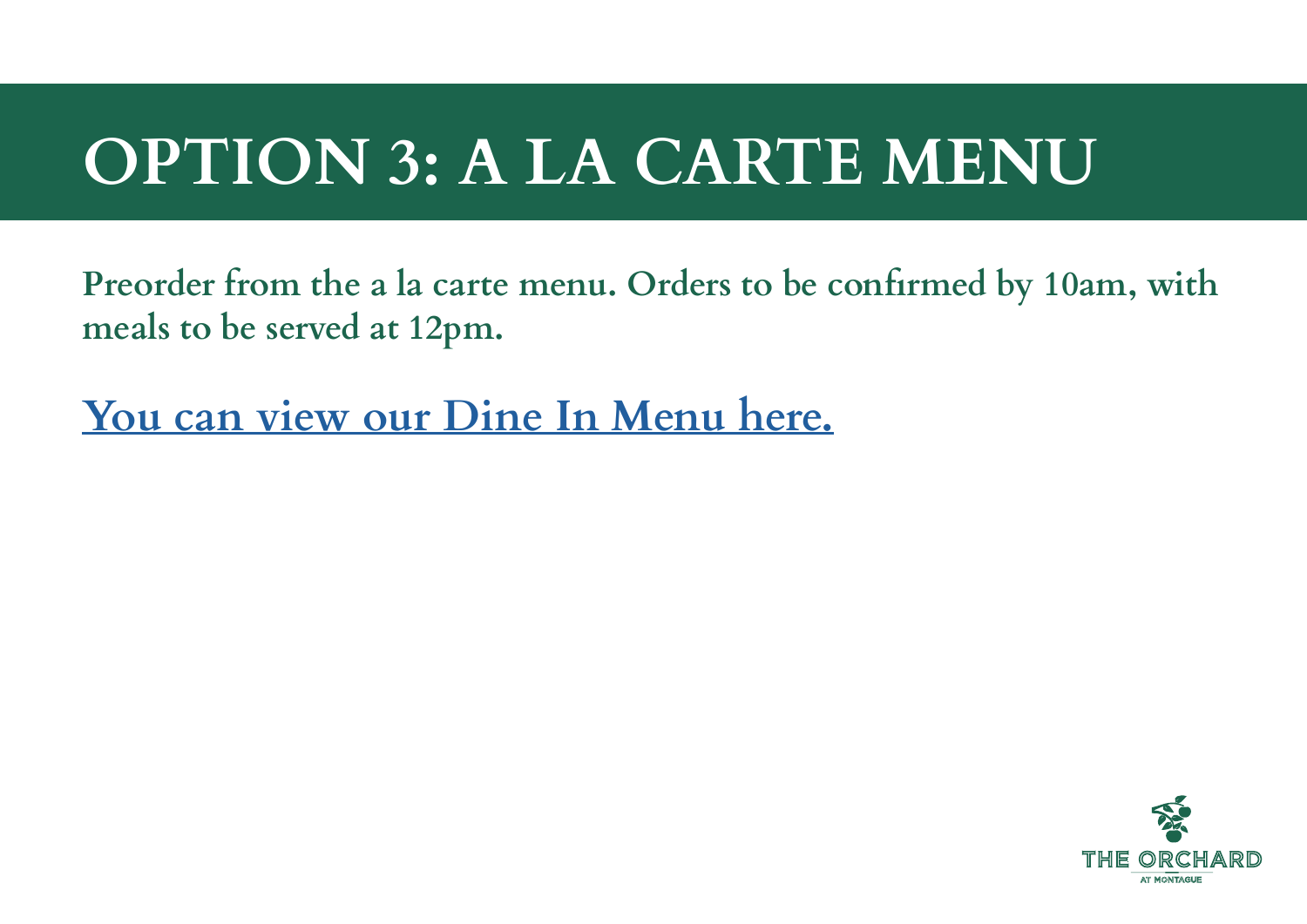# OPTION 3: A LA CARTE MENU

**Preorder from the a la carte menu. Orders to be confirmed by 10am, with meals to be served at 12pm.**

**You can view our Dine In Menu here.**

THE ORCHARD
AT MONTAGUE